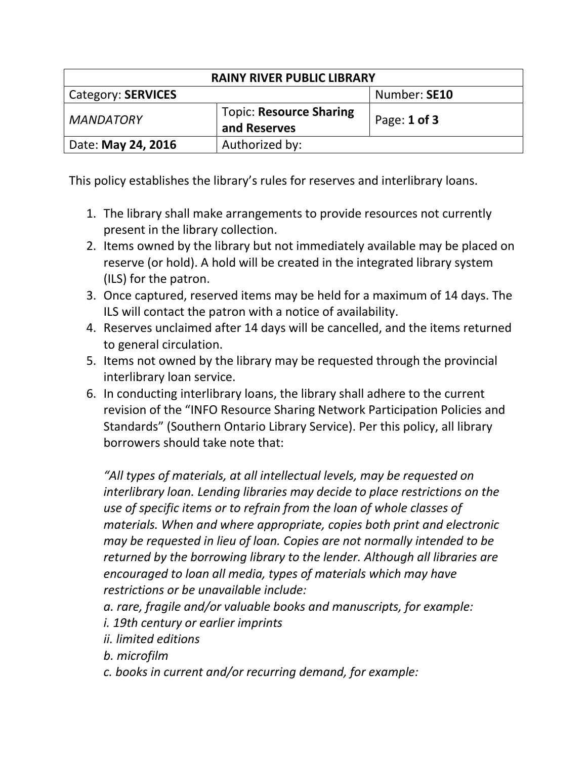| RAINY RIVER PUBLIC LIBRARY | | |
|---|---|---|
| Category: **SERVICES** | | Number: **SE10** |
| *MANDATORY* | Topic: **Resource Sharing and Reserves** | Page: **1 of 3** |
| Date: **May 24, 2016** | Authorized by: | |

This policy establishes the library's rules for reserves and interlibrary loans.

1. The library shall make arrangements to provide resources not currently present in the library collection.
2. Items owned by the library but not immediately available may be placed on reserve (or hold). A hold will be created in the integrated library system (ILS) for the patron.
3. Once captured, reserved items may be held for a maximum of 14 days. The ILS will contact the patron with a notice of availability.
4. Reserves unclaimed after 14 days will be cancelled, and the items returned to general circulation.
5. Items not owned by the library may be requested through the provincial interlibrary loan service.
6. In conducting interlibrary loans, the library shall adhere to the current revision of the "INFO Resource Sharing Network Participation Policies and Standards" (Southern Ontario Library Service). Per this policy, all library borrowers should take note that:

   *"All types of materials, at all intellectual levels, may be requested on interlibrary loan. Lending libraries may decide to place restrictions on the use of specific items or to refrain from the loan of whole classes of materials. When and where appropriate, copies both print and electronic may be requested in lieu of loan. Copies are not normally intended to be returned by the borrowing library to the lender. Although all libraries are encouraged to loan all media, types of materials which may have restrictions or be unavailable include:*
   *a. rare, fragile and/or valuable books and manuscripts, for example:*
   *i. 19th century or earlier imprints*
   *ii. limited editions*
   *b. microfilm*
   *c. books in current and/or recurring demand, for example:*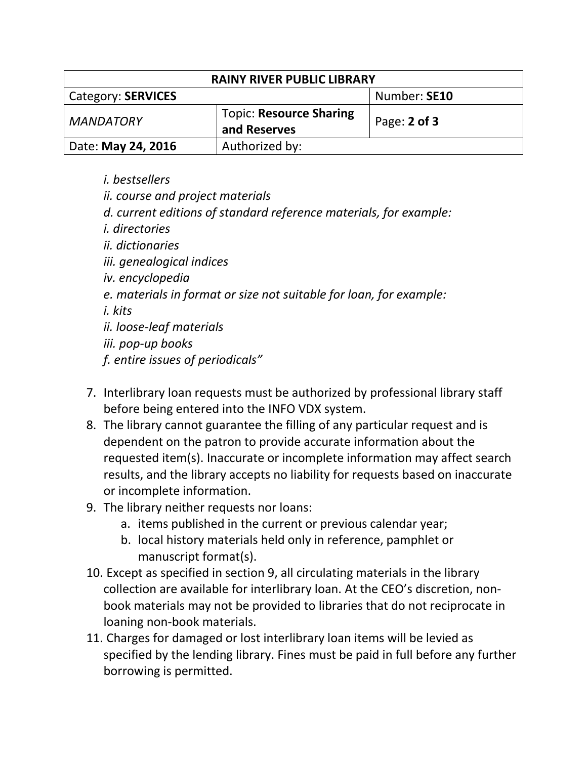*i. bestsellers*

*ii. course and project materials*

*d. current editions of standard reference materials, for example:*

*i. directories*

*ii. dictionaries*

*iii. genealogical indices*

*iv. encyclopedia*

*e. materials in format or size not suitable for loan, for example:*

*i. kits*

*ii. loose-leaf materials*

*iii. pop-up books*

*f. entire issues of periodicals"*

7. Interlibrary loan requests must be authorized by professional library staff before being entered into the INFO VDX system.
8. The library cannot guarantee the filling of any particular request and is dependent on the patron to provide accurate information about the requested item(s). Inaccurate or incomplete information may affect search results, and the library accepts no liability for requests based on inaccurate or incomplete information.
9. The library neither requests nor loans:
    a. items published in the current or previous calendar year;
    b. local history materials held only in reference, pamphlet or manuscript format(s).
10. Except as specified in section 9, all circulating materials in the library collection are available for interlibrary loan. At the CEO's discretion, non-book materials may not be provided to libraries that do not reciprocate in loaning non-book materials.
11. Charges for damaged or lost interlibrary loan items will be levied as specified by the lending library. Fines must be paid in full before any further borrowing is permitted.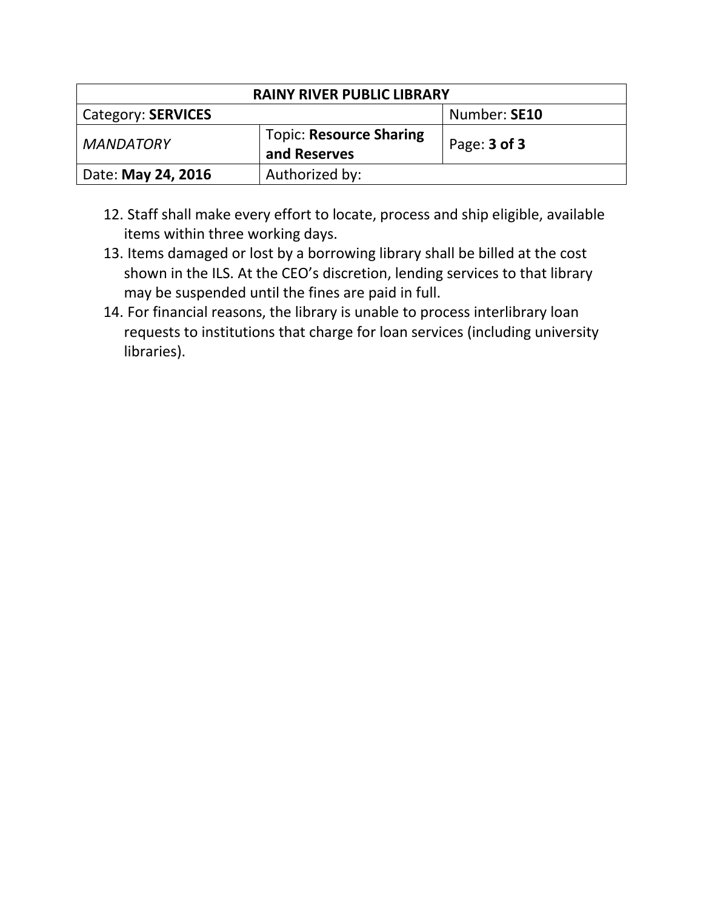12. Staff shall make every effort to locate, process and ship eligible, available items within three working days.
13. Items damaged or lost by a borrowing library shall be billed at the cost shown in the ILS. At the CEO's discretion, lending services to that library may be suspended until the fines are paid in full.
14. For financial reasons, the library is unable to process interlibrary loan requests to institutions that charge for loan services (including university libraries).